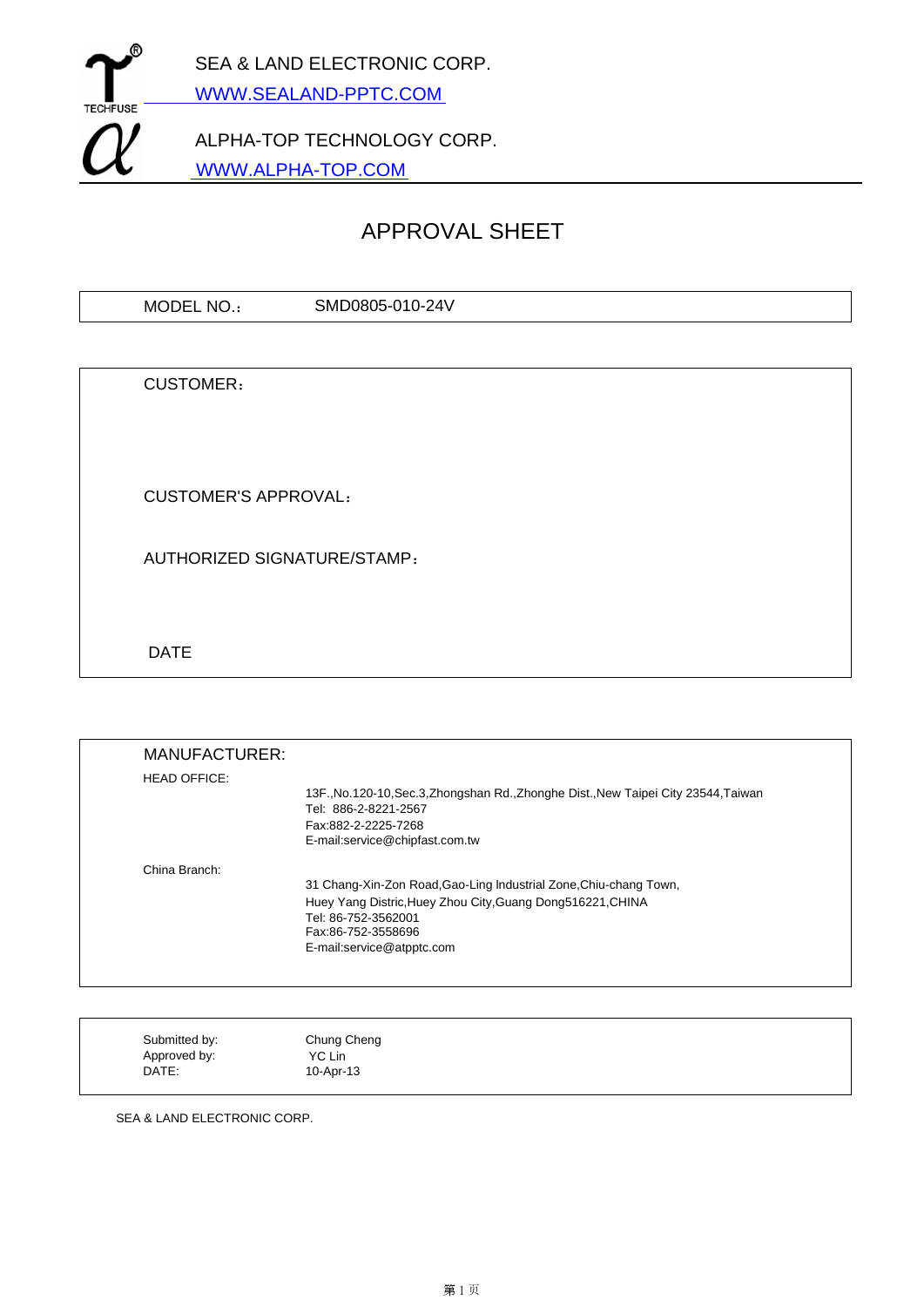SEA & LAND ELECTRONIC CORP.

WWW.SEALAND-PPTC.COM

ALPHA-TOP TECHNOLOGY CORP.

WWW.ALPHA-TOP.COM

# APPROVAL SHEET

MODEL NO.： SMD0805-010-24V

CUSTOMER：

CUSTOMER'S APPROVAL：

AUTHORIZED SIGNATURE/STAMP：

DATE

MANUFACTURER:

HEAD OFFICE:

13F.,No.120-10,Sec.3,Zhongshan Rd.,Zhonghe Dist.,New Taipei City 23544,Taiwan
Tel: 886-2-8221-2567
Fax:882-2-2225-7268
E-mail:service@chipfast.com.tw

China Branch:

31 Chang-Xin-Zon Road,Gao-Ling Industrial Zone,Chiu-chang Town,
Huey Yang Distric,Huey Zhou City,Guang Dong516221,CHINA
Tel: 86-752-3562001
Fax:86-752-3558696
E-mail:service@atpptc.com

| | |
|---|---|
| Submitted by: | Chung Cheng |
| Approved by: | YC Lin |
| DATE: | 10-Apr-13 |

SEA & LAND ELECTRONIC CORP.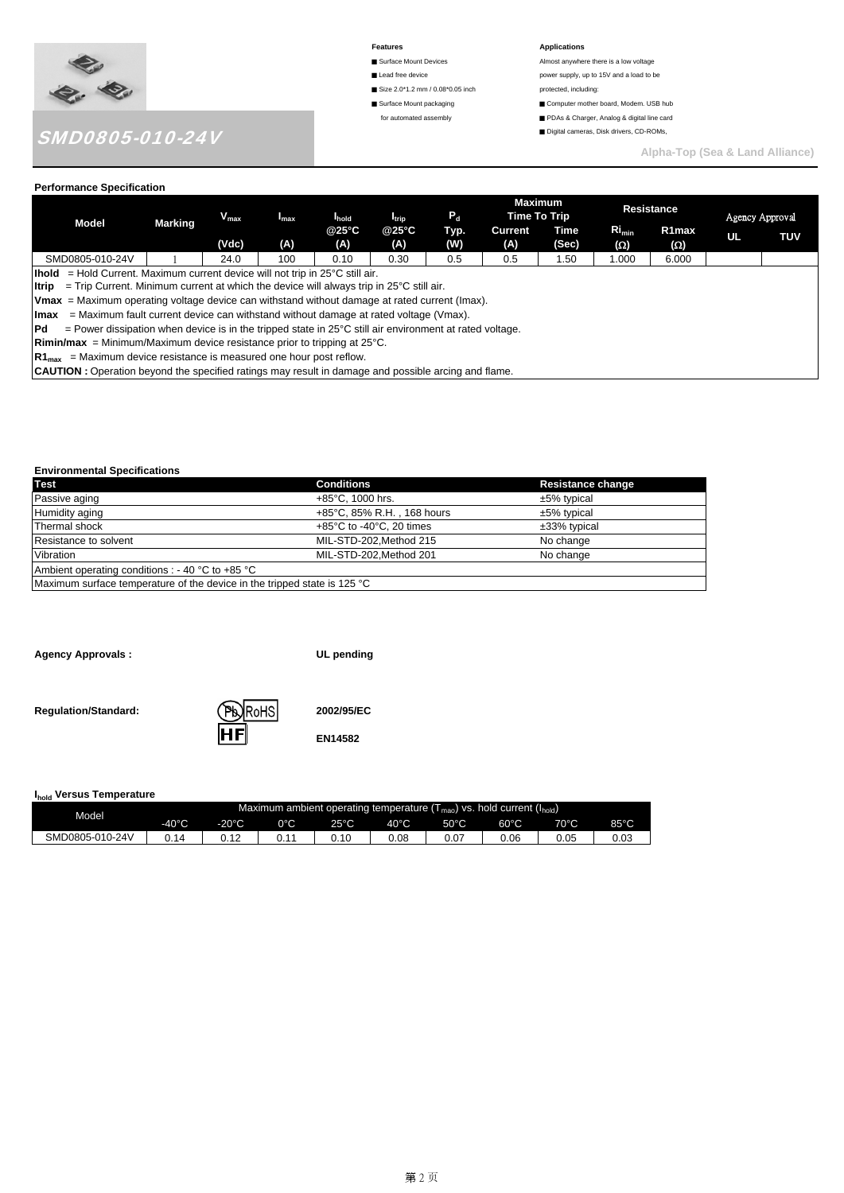# SMD0805-010-24V

**Features**

- Surface Mount Devices
- Lead free device
- Size 2.0*1.2 mm / 0.08*0.05 inch
- Surface Mount packaging for automated assembly

**Applications**

Almost anywhere there is a low voltage power supply, up to 15V and a load to be protected, including:

- Computer mother board, Modem. USB hub
- PDAs & Charger, Analog & digital line card
- Digital cameras, Disk drivers, CD-ROMs,

**Alpha-Top (Sea & Land Alliance)**

## Performance Specification

| Model | Marking | $V_{max}$ (Vdc) | $I_{max}$ (A) | $I_{hold}$ @25°C (A) | $I_{trip}$ @25°C (A) | $P_d$ Typ. (W) | Maximum Time To Trip Current (A) | Maximum Time To Trip Time (Sec) | Resistance $Ri_{min}$ (Ω) | Resistance R1max (Ω) | Agency Approval UL | Agency Approval TUV |
|---|---|---|---|---|---|---|---|---|---|---|---|---|
| SMD0805-010-24V | 1 | 24.0 | 100 | 0.10 | 0.30 | 0.5 | 0.5 | 1.50 | 1.000 | 6.000 | | |

**Ihold** = Hold Current. Maximum current device will not trip in 25°C still air.
**Itrip** = Trip Current. Minimum current at which the device will always trip in 25°C still air.
**Vmax** = Maximum operating voltage device can withstand without damage at rated current (Imax).
**Imax** = Maximum fault current device can withstand without damage at rated voltage (Vmax).
**Pd** = Power dissipation when device is in the tripped state in 25°C still air environment at rated voltage.
**Rimin/max** = Minimum/Maximum device resistance prior to tripping at 25°C.
**$R1_{max}$** = Maximum device resistance is measured one hour post reflow.
**CAUTION :** Operation beyond the specified ratings may result in damage and possible arcing and flame.

## Environmental Specifications

| Test | Conditions | Resistance change |
|---|---|---|
| Passive aging | +85°C, 1000 hrs. | ±5% typical |
| Humidity aging | +85°C, 85% R.H. , 168 hours | ±5% typical |
| Thermal shock | +85°C to -40°C, 20 times | ±33% typical |
| Resistance to solvent | MIL-STD-202,Method 215 | No change |
| Vibration | MIL-STD-202,Method 201 | No change |
| Ambient operating conditions : - 40 °C to +85 °C | | |
| Maximum surface temperature of the device in the tripped state is 125 °C | | |

**Agency Approvals :** **UL pending**

**Regulation/Standard:** Pb RoHS HF **2002/95/EC** **EN14582**

## $I_{hold}$ Versus Temperature

| Model | Maximum ambient operating temperature ($T_{mao}$) vs. hold current ($I_{hold}$) -40°C | -20°C | 0°C | 25°C | 40°C | 50°C | 60°C | 70°C | 85°C |
|---|---|---|---|---|---|---|---|---|---|
| SMD0805-010-24V | 0.14 | 0.12 | 0.11 | 0.10 | 0.08 | 0.07 | 0.06 | 0.05 | 0.03 |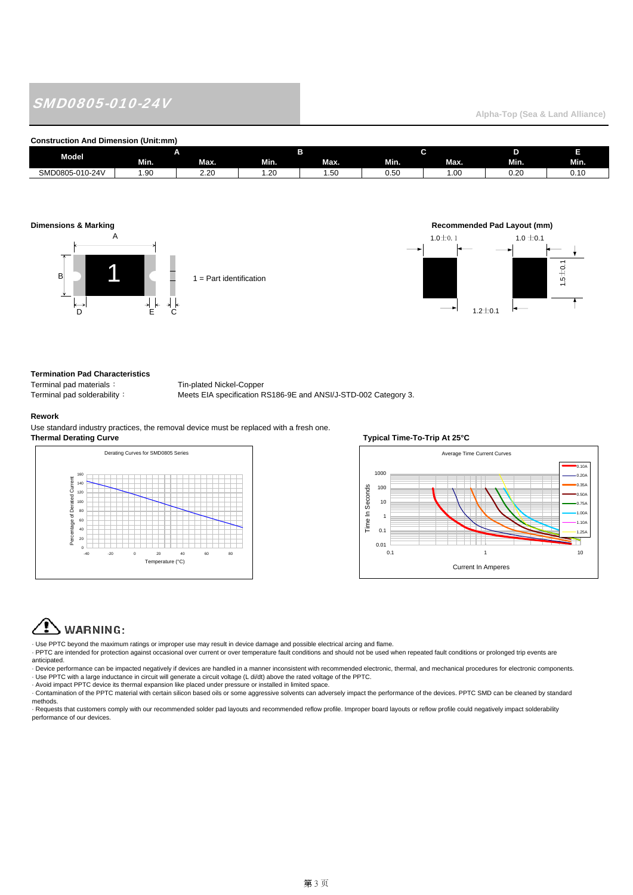# SMD0805-010-24V

Alpha-Top (Sea & Land Alliance)

**Construction And Dimension (Unit:mm)**

| Model | A | | B | | C | | D | E |
|---|---|---|---|---|---|---|---|---|
| | Min. | Max. | Min. | Max. | Min. | Max. | Min. | Min. |
| SMD0805-010-24V | 1.90 | 2.20 | 1.20 | 1.50 | 0.50 | 1.00 | 0.20 | 0.10 |

**Dimensions & Marking**

1 = Part identification

**Recommended Pad Layout (mm)**

1.0±0.1 &nbsp; 1.0±0.1 &nbsp; 1.5±0.1 &nbsp; 1.2±0.1

**Termination Pad Characteristics**

Terminal pad materials： Tin-plated Nickel-Copper

Terminal pad solderability： Meets EIA specification RS186-9E and ANSI/J-STD-002 Category 3.

**Rework**

Use standard industry practices, the removal device must be replaced with a fresh one.

**Thermal Derating Curve**

Derating Curves for SMD0805 Series

**Typical Time-To-Trip At 25°C**

Average Time Current Curves

## WARNING:

- Use PPTC beyond the maximum ratings or improper use may result in device damage and possible electrical arcing and flame.
- PPTC are intended for protection against occasional over current or over temperature fault conditions and should not be used when repeated fault conditions or prolonged trip events are anticipated.
- Device performance can be impacted negatively if devices are handled in a manner inconsistent with recommended electronic, thermal, and mechanical procedures for electronic components.
- Use PPTC with a large inductance in circuit will generate a circuit voltage (L di/dt) above the rated voltage of the PPTC.
- Avoid impact PPTC device its thermal expansion like placed under pressure or installed in limited space.
- Contamination of the PPTC material with certain silicon based oils or some aggressive solvents can adversely impact the performance of the devices. PPTC SMD can be cleaned by standard methods.
- Requests that customers comply with our recommended solder pad layouts and recommended reflow profile. Improper board layouts or reflow profile could negatively impact solderability performance of our devices.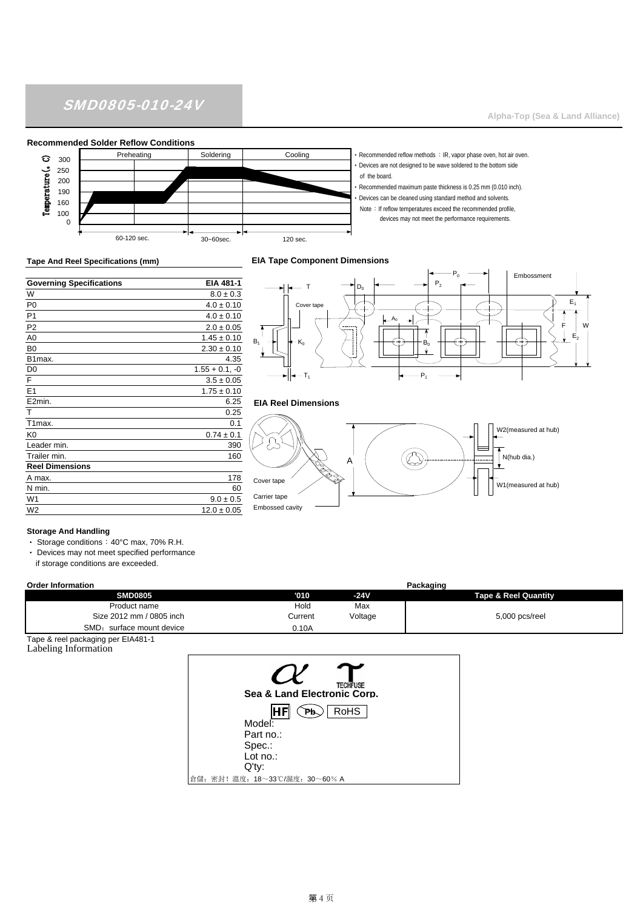# SMD0805-010-24V

Alpha-Top (Sea & Land Alliance)

## Recommended Solder Reflow Conditions

Preheating | Soldering | Cooling

Temperature (°C)

300
250
200
190
160
100
0

60-120 sec.
30~60sec.
120 sec.

- Recommended reflow methods ：IR, vapor phase oven, hot air oven.
- Devices are not designed to be wave soldered to the bottom side of the board.
- Recommended maximum paste thickness is 0.25 mm (0.010 inch).
- Devices can be cleaned using standard method and solvents.

Note：If reflow temperatures exceed the recommended profile, devices may not meet the performance requirements.

## Tape And Reel Specifications (mm)

| Governing Specifications | EIA 481-1 |
|---|---|
| W | 8.0 ± 0.3 |
| P0 | 4.0 ± 0.10 |
| P1 | 4.0 ± 0.10 |
| P2 | 2.0 ± 0.05 |
| A0 | 1.45 ± 0.10 |
| B0 | 2.30 ± 0.10 |
| B1max. | 4.35 |
| D0 | 1.55 + 0.1, -0 |
| F | 3.5 ± 0.05 |
| E1 | 1.75 ± 0.10 |
| E2min. | 6.25 |
| T | 0.25 |
| T1max. | 0.1 |
| K0 | 0.74 ± 0.1 |
| Leader min. | 390 |
| Trailer min. | 160 |
| **Reel Dimensions** | |
| A max. | 178 |
| N min. | 60 |
| W1 | 9.0 ± 0.5 |
| W2 | 12.0 ± 0.05 |

## EIA Tape Component Dimensions

$P_0$, $P_2$, $D_0$, T, Cover tape, Embossment, $E_1$, F, W, $E_2$, $A_0$, $B_1$, $K_0$, $B_0$, $T_1$, $P_1$

## EIA Reel Dimensions

A, Cover tape, Carrier tape, Embossed cavity, W2(measured at hub), N(hub dia.), W1(measured at hub)

## Storage And Handling

- Storage conditions：40°C max, 70% R.H.
- Devices may not meet specified performance if storage conditions are exceeded.

## Order Information

| SMD0805 | '010 | -24V | Tape & Reel Quantity |
|---|---|---|---|
| Product name | Hold | Max | 5,000 pcs/reel |
| Size 2012 mm / 0805 inch | Current | Voltage | |
| SMD：surface mount device | 0.10A | | |

Packaging

Tape & reel packaging per EIA481-1

Labeling Information

Sea & Land Electronic Corp.

TECHFUSE

HF Pb RoHS

Model:
Part no.:
Spec.:
Lot no.:
Q'ty:

倉儲：密封！溫度：18～33℃/濕度：30～60％ A